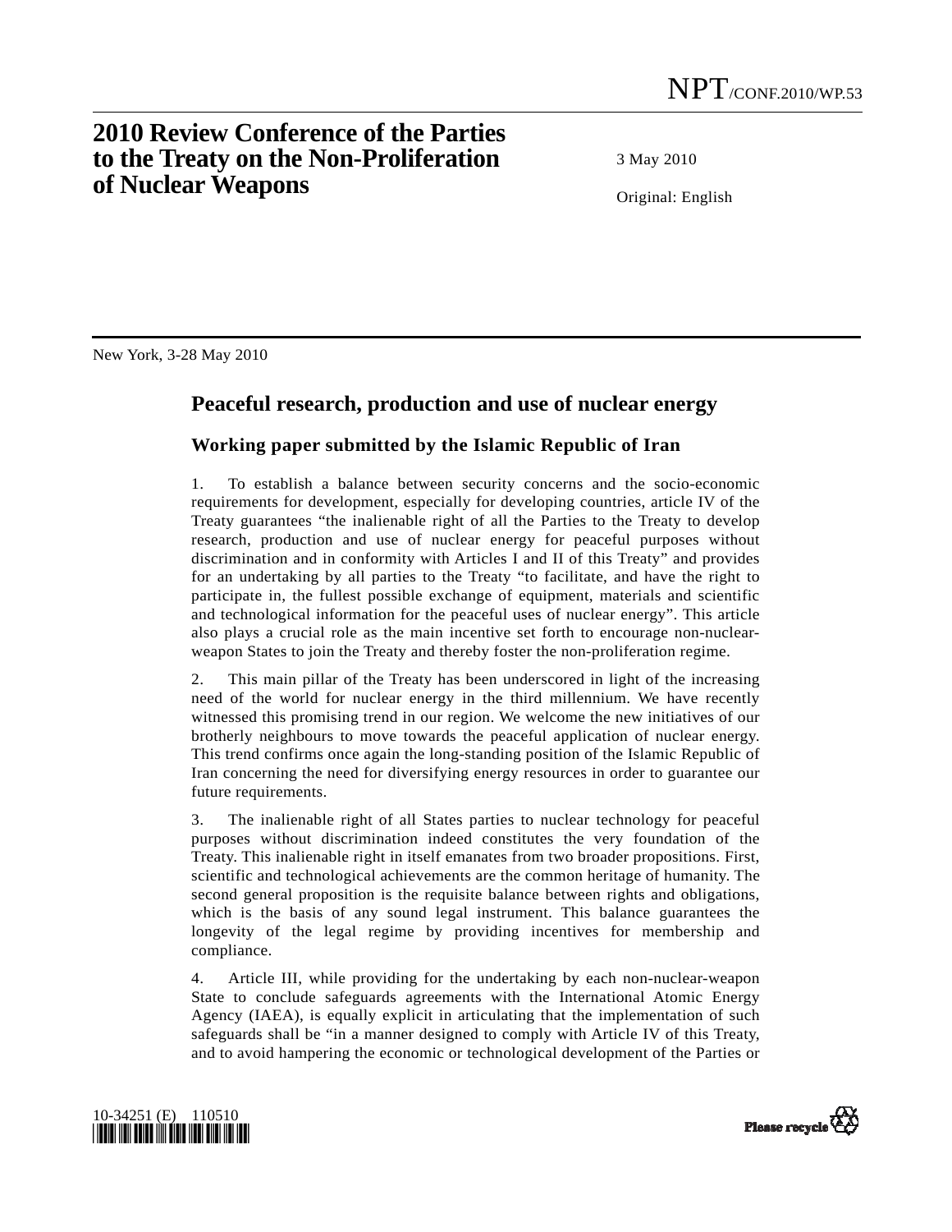# 2010 Review Conference of the Parties to the Treaty on the Non-Proliferation of Nuclear Weapons

NPT/CONF.2010/WP.53

3 May 2010

Original: English

New York, 3-28 May 2010

## Peaceful research, production and use of nuclear energy

### Working paper submitted by the Islamic Republic of Iran

1. To establish a balance between security concerns and the socio-economic requirements for development, especially for developing countries, article IV of the Treaty guarantees "the inalienable right of all the Parties to the Treaty to develop research, production and use of nuclear energy for peaceful purposes without discrimination and in conformity with Articles I and II of this Treaty" and provides for an undertaking by all parties to the Treaty "to facilitate, and have the right to participate in, the fullest possible exchange of equipment, materials and scientific and technological information for the peaceful uses of nuclear energy". This article also plays a crucial role as the main incentive set forth to encourage non-nuclear-weapon States to join the Treaty and thereby foster the non-proliferation regime.

2. This main pillar of the Treaty has been underscored in light of the increasing need of the world for nuclear energy in the third millennium. We have recently witnessed this promising trend in our region. We welcome the new initiatives of our brotherly neighbours to move towards the peaceful application of nuclear energy. This trend confirms once again the long-standing position of the Islamic Republic of Iran concerning the need for diversifying energy resources in order to guarantee our future requirements.

3. The inalienable right of all States parties to nuclear technology for peaceful purposes without discrimination indeed constitutes the very foundation of the Treaty. This inalienable right in itself emanates from two broader propositions. First, scientific and technological achievements are the common heritage of humanity. The second general proposition is the requisite balance between rights and obligations, which is the basis of any sound legal instrument. This balance guarantees the longevity of the legal regime by providing incentives for membership and compliance.

4. Article III, while providing for the undertaking by each non-nuclear-weapon State to conclude safeguards agreements with the International Atomic Energy Agency (IAEA), is equally explicit in articulating that the implementation of such safeguards shall be "in a manner designed to comply with Article IV of this Treaty, and to avoid hampering the economic or technological development of the Parties or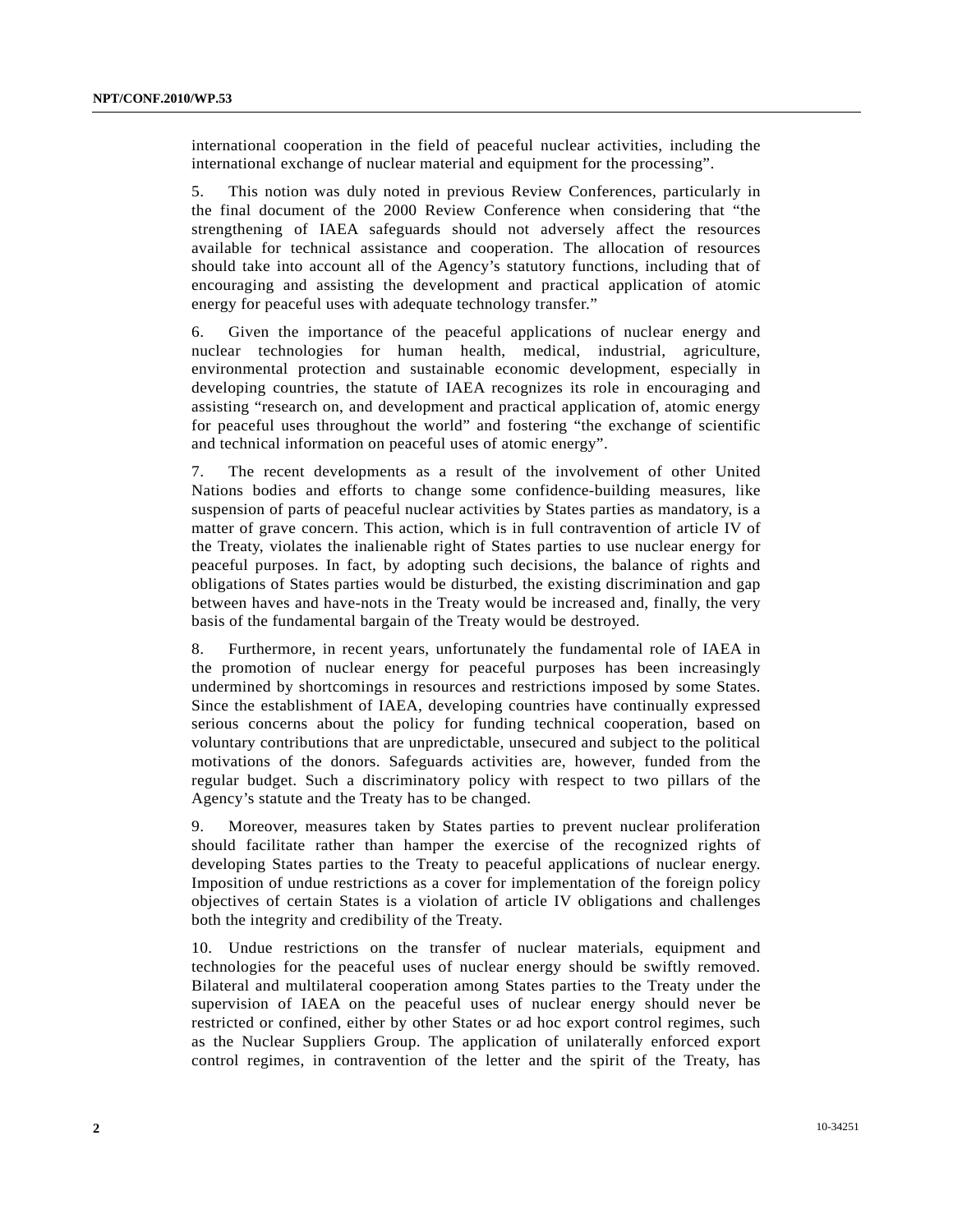international cooperation in the field of peaceful nuclear activities, including the international exchange of nuclear material and equipment for the processing".

5. This notion was duly noted in previous Review Conferences, particularly in the final document of the 2000 Review Conference when considering that "the strengthening of IAEA safeguards should not adversely affect the resources available for technical assistance and cooperation. The allocation of resources should take into account all of the Agency's statutory functions, including that of encouraging and assisting the development and practical application of atomic energy for peaceful uses with adequate technology transfer."

6. Given the importance of the peaceful applications of nuclear energy and nuclear technologies for human health, medical, industrial, agriculture, environmental protection and sustainable economic development, especially in developing countries, the statute of IAEA recognizes its role in encouraging and assisting "research on, and development and practical application of, atomic energy for peaceful uses throughout the world" and fostering "the exchange of scientific and technical information on peaceful uses of atomic energy".

7. The recent developments as a result of the involvement of other United Nations bodies and efforts to change some confidence-building measures, like suspension of parts of peaceful nuclear activities by States parties as mandatory, is a matter of grave concern. This action, which is in full contravention of article IV of the Treaty, violates the inalienable right of States parties to use nuclear energy for peaceful purposes. In fact, by adopting such decisions, the balance of rights and obligations of States parties would be disturbed, the existing discrimination and gap between haves and have-nots in the Treaty would be increased and, finally, the very basis of the fundamental bargain of the Treaty would be destroyed.

8. Furthermore, in recent years, unfortunately the fundamental role of IAEA in the promotion of nuclear energy for peaceful purposes has been increasingly undermined by shortcomings in resources and restrictions imposed by some States. Since the establishment of IAEA, developing countries have continually expressed serious concerns about the policy for funding technical cooperation, based on voluntary contributions that are unpredictable, unsecured and subject to the political motivations of the donors. Safeguards activities are, however, funded from the regular budget. Such a discriminatory policy with respect to two pillars of the Agency's statute and the Treaty has to be changed.

9. Moreover, measures taken by States parties to prevent nuclear proliferation should facilitate rather than hamper the exercise of the recognized rights of developing States parties to the Treaty to peaceful applications of nuclear energy. Imposition of undue restrictions as a cover for implementation of the foreign policy objectives of certain States is a violation of article IV obligations and challenges both the integrity and credibility of the Treaty.

10. Undue restrictions on the transfer of nuclear materials, equipment and technologies for the peaceful uses of nuclear energy should be swiftly removed. Bilateral and multilateral cooperation among States parties to the Treaty under the supervision of IAEA on the peaceful uses of nuclear energy should never be restricted or confined, either by other States or ad hoc export control regimes, such as the Nuclear Suppliers Group. The application of unilaterally enforced export control regimes, in contravention of the letter and the spirit of the Treaty, has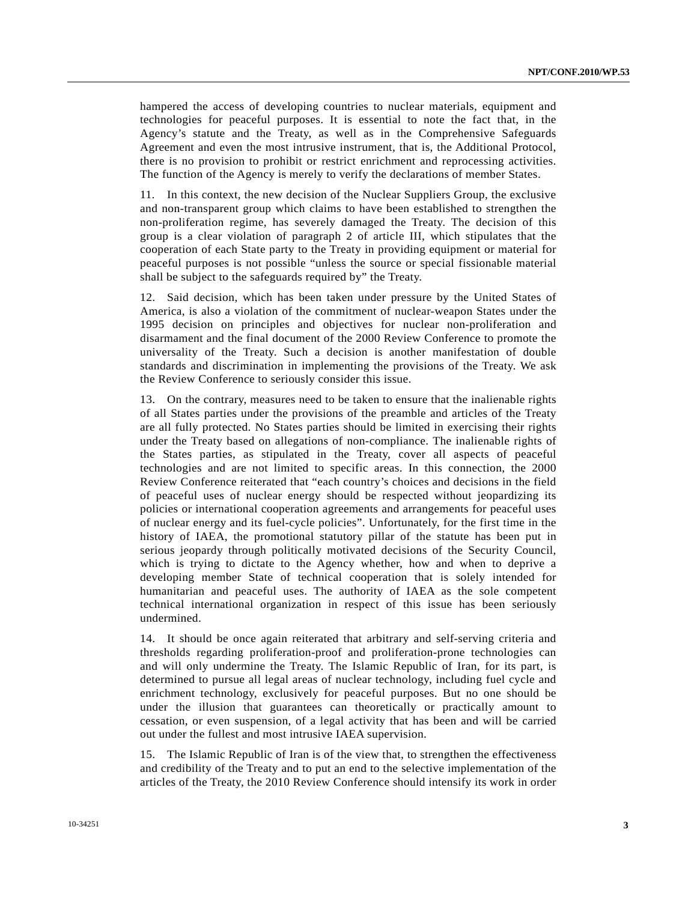hampered the access of developing countries to nuclear materials, equipment and technologies for peaceful purposes. It is essential to note the fact that, in the Agency's statute and the Treaty, as well as in the Comprehensive Safeguards Agreement and even the most intrusive instrument, that is, the Additional Protocol, there is no provision to prohibit or restrict enrichment and reprocessing activities. The function of the Agency is merely to verify the declarations of member States.

11. In this context, the new decision of the Nuclear Suppliers Group, the exclusive and non-transparent group which claims to have been established to strengthen the non-proliferation regime, has severely damaged the Treaty. The decision of this group is a clear violation of paragraph 2 of article III, which stipulates that the cooperation of each State party to the Treaty in providing equipment or material for peaceful purposes is not possible "unless the source or special fissionable material shall be subject to the safeguards required by" the Treaty.

12. Said decision, which has been taken under pressure by the United States of America, is also a violation of the commitment of nuclear-weapon States under the 1995 decision on principles and objectives for nuclear non-proliferation and disarmament and the final document of the 2000 Review Conference to promote the universality of the Treaty. Such a decision is another manifestation of double standards and discrimination in implementing the provisions of the Treaty. We ask the Review Conference to seriously consider this issue.

13. On the contrary, measures need to be taken to ensure that the inalienable rights of all States parties under the provisions of the preamble and articles of the Treaty are all fully protected. No States parties should be limited in exercising their rights under the Treaty based on allegations of non-compliance. The inalienable rights of the States parties, as stipulated in the Treaty, cover all aspects of peaceful technologies and are not limited to specific areas. In this connection, the 2000 Review Conference reiterated that "each country's choices and decisions in the field of peaceful uses of nuclear energy should be respected without jeopardizing its policies or international cooperation agreements and arrangements for peaceful uses of nuclear energy and its fuel-cycle policies". Unfortunately, for the first time in the history of IAEA, the promotional statutory pillar of the statute has been put in serious jeopardy through politically motivated decisions of the Security Council, which is trying to dictate to the Agency whether, how and when to deprive a developing member State of technical cooperation that is solely intended for humanitarian and peaceful uses. The authority of IAEA as the sole competent technical international organization in respect of this issue has been seriously undermined.

14. It should be once again reiterated that arbitrary and self-serving criteria and thresholds regarding proliferation-proof and proliferation-prone technologies can and will only undermine the Treaty. The Islamic Republic of Iran, for its part, is determined to pursue all legal areas of nuclear technology, including fuel cycle and enrichment technology, exclusively for peaceful purposes. But no one should be under the illusion that guarantees can theoretically or practically amount to cessation, or even suspension, of a legal activity that has been and will be carried out under the fullest and most intrusive IAEA supervision.

15. The Islamic Republic of Iran is of the view that, to strengthen the effectiveness and credibility of the Treaty and to put an end to the selective implementation of the articles of the Treaty, the 2010 Review Conference should intensify its work in order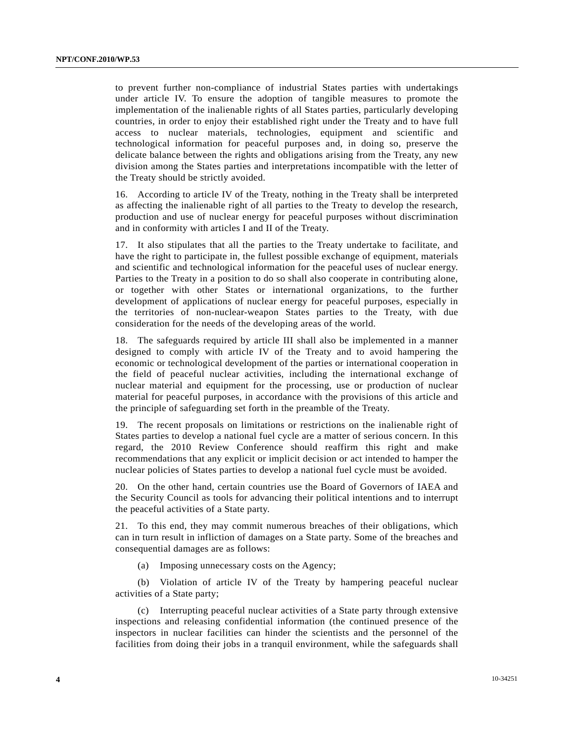to prevent further non-compliance of industrial States parties with undertakings under article IV. To ensure the adoption of tangible measures to promote the implementation of the inalienable rights of all States parties, particularly developing countries, in order to enjoy their established right under the Treaty and to have full access to nuclear materials, technologies, equipment and scientific and technological information for peaceful purposes and, in doing so, preserve the delicate balance between the rights and obligations arising from the Treaty, any new division among the States parties and interpretations incompatible with the letter of the Treaty should be strictly avoided.

16. According to article IV of the Treaty, nothing in the Treaty shall be interpreted as affecting the inalienable right of all parties to the Treaty to develop the research, production and use of nuclear energy for peaceful purposes without discrimination and in conformity with articles I and II of the Treaty.

17. It also stipulates that all the parties to the Treaty undertake to facilitate, and have the right to participate in, the fullest possible exchange of equipment, materials and scientific and technological information for the peaceful uses of nuclear energy. Parties to the Treaty in a position to do so shall also cooperate in contributing alone, or together with other States or international organizations, to the further development of applications of nuclear energy for peaceful purposes, especially in the territories of non-nuclear-weapon States parties to the Treaty, with due consideration for the needs of the developing areas of the world.

18. The safeguards required by article III shall also be implemented in a manner designed to comply with article IV of the Treaty and to avoid hampering the economic or technological development of the parties or international cooperation in the field of peaceful nuclear activities, including the international exchange of nuclear material and equipment for the processing, use or production of nuclear material for peaceful purposes, in accordance with the provisions of this article and the principle of safeguarding set forth in the preamble of the Treaty.

19. The recent proposals on limitations or restrictions on the inalienable right of States parties to develop a national fuel cycle are a matter of serious concern. In this regard, the 2010 Review Conference should reaffirm this right and make recommendations that any explicit or implicit decision or act intended to hamper the nuclear policies of States parties to develop a national fuel cycle must be avoided.

20. On the other hand, certain countries use the Board of Governors of IAEA and the Security Council as tools for advancing their political intentions and to interrupt the peaceful activities of a State party.

21. To this end, they may commit numerous breaches of their obligations, which can in turn result in infliction of damages on a State party. Some of the breaches and consequential damages are as follows:

(a) Imposing unnecessary costs on the Agency;

(b) Violation of article IV of the Treaty by hampering peaceful nuclear activities of a State party;

(c) Interrupting peaceful nuclear activities of a State party through extensive inspections and releasing confidential information (the continued presence of the inspectors in nuclear facilities can hinder the scientists and the personnel of the facilities from doing their jobs in a tranquil environment, while the safeguards shall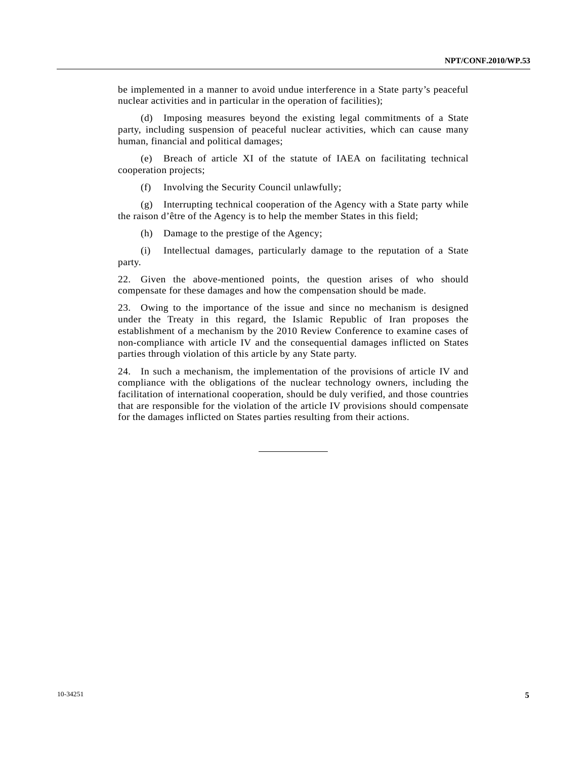be implemented in a manner to avoid undue interference in a State party's peaceful nuclear activities and in particular in the operation of facilities);

(d) Imposing measures beyond the existing legal commitments of a State party, including suspension of peaceful nuclear activities, which can cause many human, financial and political damages;

(e) Breach of article XI of the statute of IAEA on facilitating technical cooperation projects;

(f) Involving the Security Council unlawfully;

(g) Interrupting technical cooperation of the Agency with a State party while the raison d'être of the Agency is to help the member States in this field;

(h) Damage to the prestige of the Agency;

(i) Intellectual damages, particularly damage to the reputation of a State party.

22. Given the above-mentioned points, the question arises of who should compensate for these damages and how the compensation should be made.

23. Owing to the importance of the issue and since no mechanism is designed under the Treaty in this regard, the Islamic Republic of Iran proposes the establishment of a mechanism by the 2010 Review Conference to examine cases of non-compliance with article IV and the consequential damages inflicted on States parties through violation of this article by any State party.

24. In such a mechanism, the implementation of the provisions of article IV and compliance with the obligations of the nuclear technology owners, including the facilitation of international cooperation, should be duly verified, and those countries that are responsible for the violation of the article IV provisions should compensate for the damages inflicted on States parties resulting from their actions.